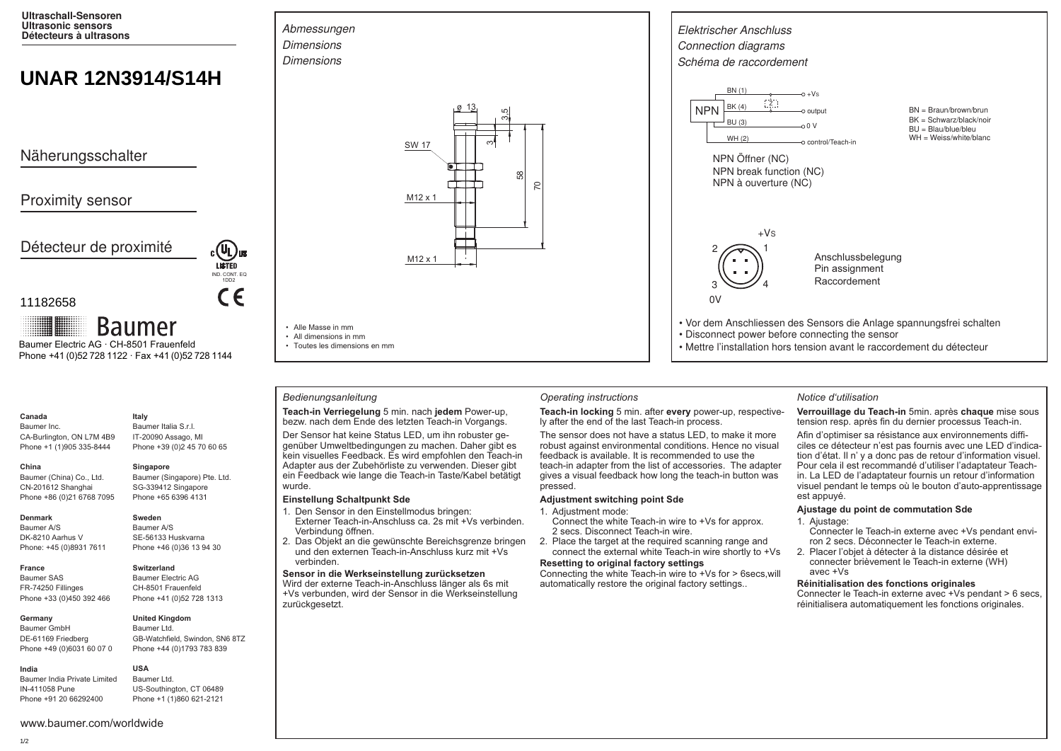**Ultraschall-Sensoren**
**Ultrasonic sensors**
**Détecteurs à ultrasons**

# UNAR 12N3914/S14H

## Näherungsschalter

## Proximity sensor

## Détecteur de proximité

LISTED IND. CONT. EQ 1DD2

11182658

Baumer

Baumer Electric AG · CH-8501 Frauenfeld
Phone +41 (0)52 728 1122 · Fax +41 (0)52 728 1144

*Abmessungen*
*Dimensions*
*Dimensions*

ø 13, 3.5, 3, SW 17, 58, 70, M12 x 1, M12 x 1

- Alle Masse in mm
- All dimensions in mm
- Toutes les dimensions en mm

*Elektrischer Anschluss*
*Connection diagrams*
*Schéma de raccordement*

NPN: BN (1) → +Vs; BK (4) → output; BU (3) → 0 V; WH (2) → control/Teach-in

BN = Braun/brown/brun
BK = Schwarz/black/noir
BU = Blau/blue/bleu
WH = Weiss/white/blanc

NPN Öffner (NC)
NPN break function (NC)
NPN à ouverture (NC)

Pins: 1 = +Vs, 2, 3 = 0V, 4

Anschlussbelegung
Pin assignment
Raccordement

- Vor dem Anschliessen des Sensors die Anlage spannungsfrei schalten
- Disconnect power before connecting the sensor
- Mettre l'installation hors tension avant le raccordement du détecteur

**Canada**
Baumer Inc.
CA-Burlington, ON L7M 4B9
Phone +1 (1)905 335-8444

**China**
Baumer (China) Co., Ltd.
CN-201612 Shanghai
Phone +86 (0)21 6768 7095

**Denmark**
Baumer A/S
DK-8210 Aarhus V
Phone: +45 (0)8931 7611

**France**
Baumer SAS
FR-74250 Fillinges
Phone +33 (0)450 392 466

**Germany**
Baumer GmbH
DE-61169 Friedberg
Phone +49 (0)6031 60 07 0

**India**
Baumer India Private Limited
IN-411058 Pune
Phone +91 20 66292400

**Italy**
Baumer Italia S.r.l.
IT-20090 Assago, MI
Phone +39 (0)2 45 70 60 65

**Singapore**
Baumer (Singapore) Pte. Ltd.
SG-339412 Singapore
Phone +65 6396 4131

**Sweden**
Baumer A/S
SE-56133 Huskvarna
Phone +46 (0)36 13 94 30

**Switzerland**
Baumer Electric AG
CH-8501 Frauenfeld
Phone +41 (0)52 728 1313

**United Kingdom**
Baumer Ltd.
GB-Watchfield, Swindon, SN6 8TZ
Phone +44 (0)1793 783 839

**USA**
Baumer Ltd.
US-Southington, CT 06489
Phone +1 (1)860 621-2121

www.baumer.com/worldwide

*Bedienungsanleitung*

**Teach-in Verriegelung** 5 min. nach **jedem** Power-up, bezw. nach dem Ende des letzten Teach-in Vorgangs.

Der Sensor hat keine Status LED, um ihn robuster gegenüber Umweltbedingungen zu machen. Daher gibt es kein visuelles Feedback. Es wird empfohlen den Teach-in Adapter aus der Zubehörliste zu verwenden. Dieser gibt ein Feedback wie lange die Teach-in Taste/Kabel betätigt wurde.

**Einstellung Schaltpunkt Sde**

1. Den Sensor in den Einstellmodus bringen:
   Externer Teach-in-Anschluss ca. 2s mit +Vs verbinden. Verbindung öffnen.
2. Das Objekt an die gewünschte Bereichsgrenze bringen und den externen Teach-in-Anschluss kurz mit +Vs verbinden.

**Sensor in die Werkseinstellung zurücksetzen**
Wird der externe Teach-in-Anschluss länger als 6s mit +Vs verbunden, wird der Sensor in die Werkseinstellung zurückgesetzt.

*Operating instructions*

**Teach-in locking** 5 min. after **every** power-up, respectively after the end of the last Teach-in process.

The sensor does not have a status LED, to make it more robust against environmental conditions. Hence no visual feedback is available. It is recommended to use the teach-in adapter from the list of accessories. The adapter gives a visual feedback how long the teach-in button was pressed.

**Adjustment switching point Sde**

1. Adjustment mode:
   Connect the white Teach-in wire to +Vs for approx. 2 secs. Disconnect Teach-in wire.
2. Place the target at the required scanning range and connect the external white Teach-in wire shortly to +Vs

**Resetting to original factory settings**
Connecting the white Teach-in wire to +Vs for > 6secs,will automatically restore the original factory settings..

*Notice d'utilisation*

**Verrouillage du Teach-in** 5min. après **chaque** mise sous tension resp. après fin du dernier processus Teach-in.

Afin d'optimiser sa résistance aux environnements difficiles ce détecteur n'est pas fournis avec une LED d'indication d'état. Il n' y a donc pas de retour d'information visuel. Pour cela il est recommandé d'utiliser l'adaptateur Teach-in. La LED de l'adaptateur fournis un retour d'information visuel pendant le temps où le bouton d'auto-apprentissage est appuyé.

**Ajustage du point de commutation Sde**

1. Ajustage:
   Connecter le Teach-in externe avec +Vs pendant environ 2 secs. Déconnecter le Teach-in externe.
2. Placer l'objet à détecter à la distance désirée et connecter brièvement le Teach-in externe (WH) avec +Vs

**Réinitialisation des fonctions originales**
Connecter le Teach-in externe avec +Vs pendant > 6 secs, réinitialisera automatiquement les fonctions originales.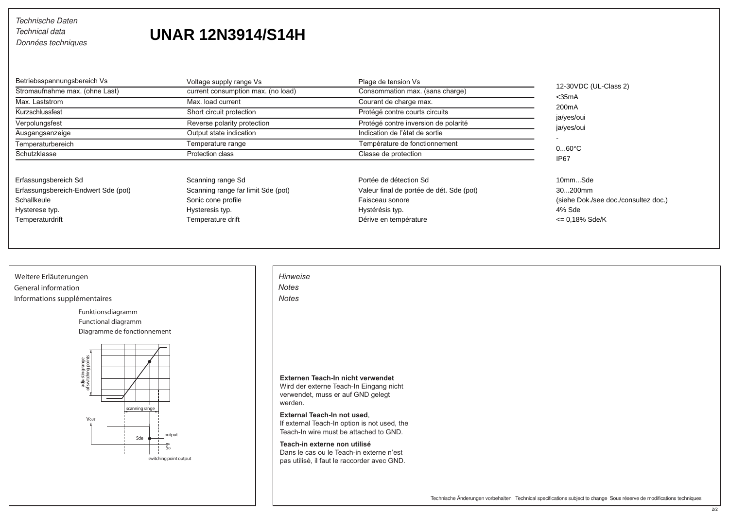Technische Daten
Technical data
Données techniques

# UNAR 12N3914/S14H

| | | | |
|---|---|---|---|
| Betriebsspannungsbereich Vs | Voltage supply range Vs | Plage de tension Vs | 12-30VDC (UL-Class 2) |
| Stromaufnahme max. (ohne Last) | current consumption max. (no load) | Consommation max. (sans charge) | <35mA |
| Max. Laststrom | Max. load current | Courant de charge max. | 200mA |
| Kurzschlussfest | Short circuit protection | Protégé contre courts circuits | ja/yes/oui |
| Verpolungsfest | Reverse polarity protection | Protégé contre inversion de polarité | ja/yes/oui |
| Ausgangsanzeige | Output state indication | Indication de l'état de sortie | - |
| Temperaturbereich | Temperature range | Température de fonctionnement | 0...60°C |
| Schutzklasse | Protection class | Classe de protection | IP67 |

| | | | |
|---|---|---|---|
| Erfassungsbereich Sd | Scanning range Sd | Portée de détection Sd | 10mm...Sde |
| Erfassungsbereich-Endwert Sde (pot) | Scanning range far limit Sde (pot) | Valeur final de portée de dét. Sde (pot) | 30...200mm |
| Schallkeule | Sonic cone profile | Faisceau sonore | (siehe Dok./see doc./consultez doc.) |
| Hysterese typ. | Hysteresis typ. | Hystérésis typ. | 4% Sde |
| Temperaturdrift | Temperature drift | Dérive en température | <= 0,18% Sde/K |

## Weitere Erläuterungen
## General information
## Informations supplémentaires

Funktionsdiagramm
Functional diagramm
Diagramme de fonctionnement

adjusting range of switching points
scanning range
$V_{OUT}$
Sde
output
$S_O$
switching point output

## Hinweise
## Notes
## Notes

**Externen Teach-In nicht verwendet**
Wird der externe Teach-In Eingang nicht verwendet, muss er auf GND gelegt werden.

**External Teach-In not used**,
If external Teach-In option is not used, the Teach-In wire must be attached to GND.

**Teach-in externe non utilisé**
Dans le cas ou le Teach-in externe n'est pas utilisé, il faut le raccorder avec GND.

Technische Änderungen vorbehalten Technical specifications subject to change Sous réserve de modifications techniques